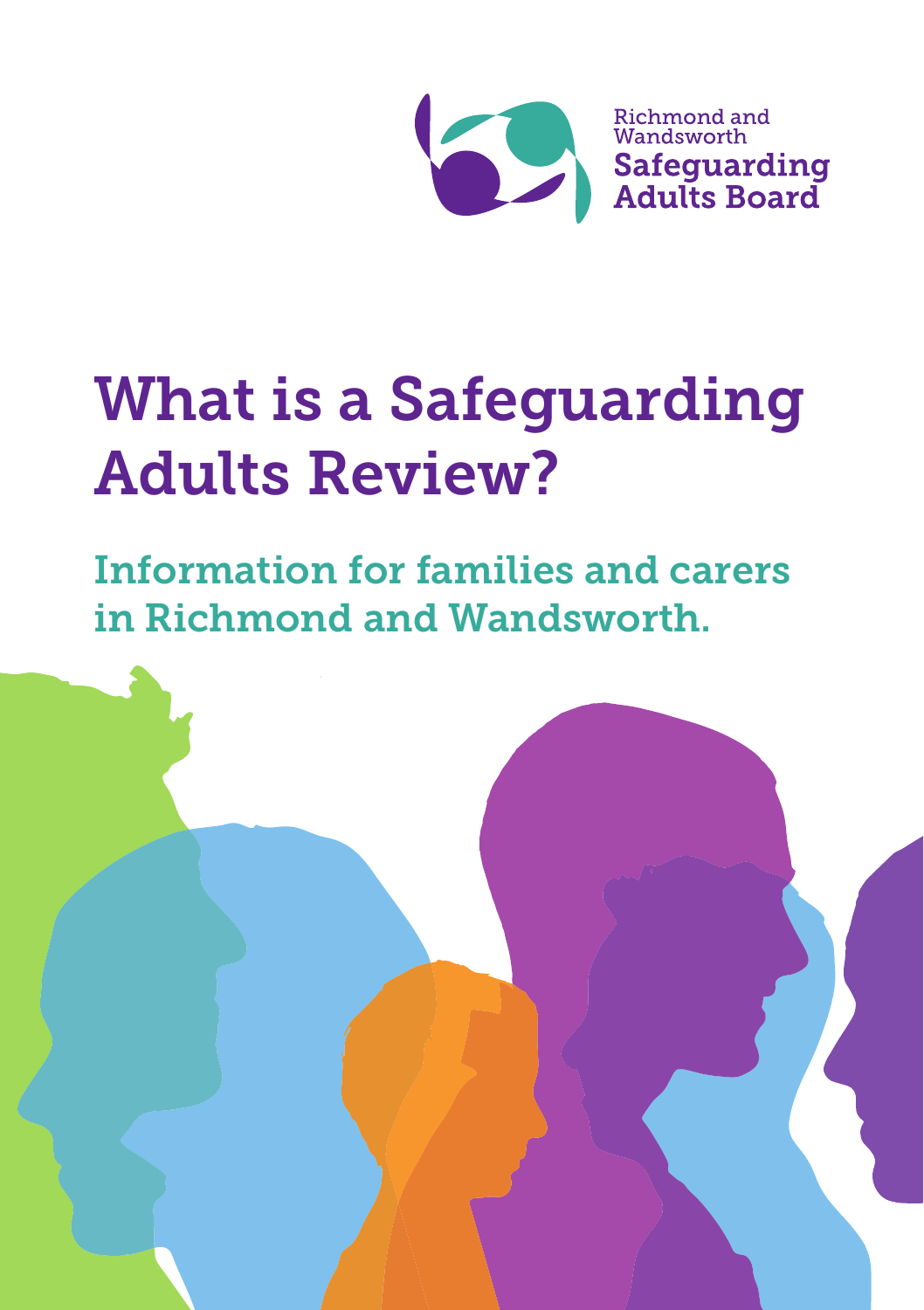Richmond and Wandsworth
**Safeguarding Adults Board**

# What is a Safeguarding Adults Review?

## Information for families and carers in Richmond and Wandsworth.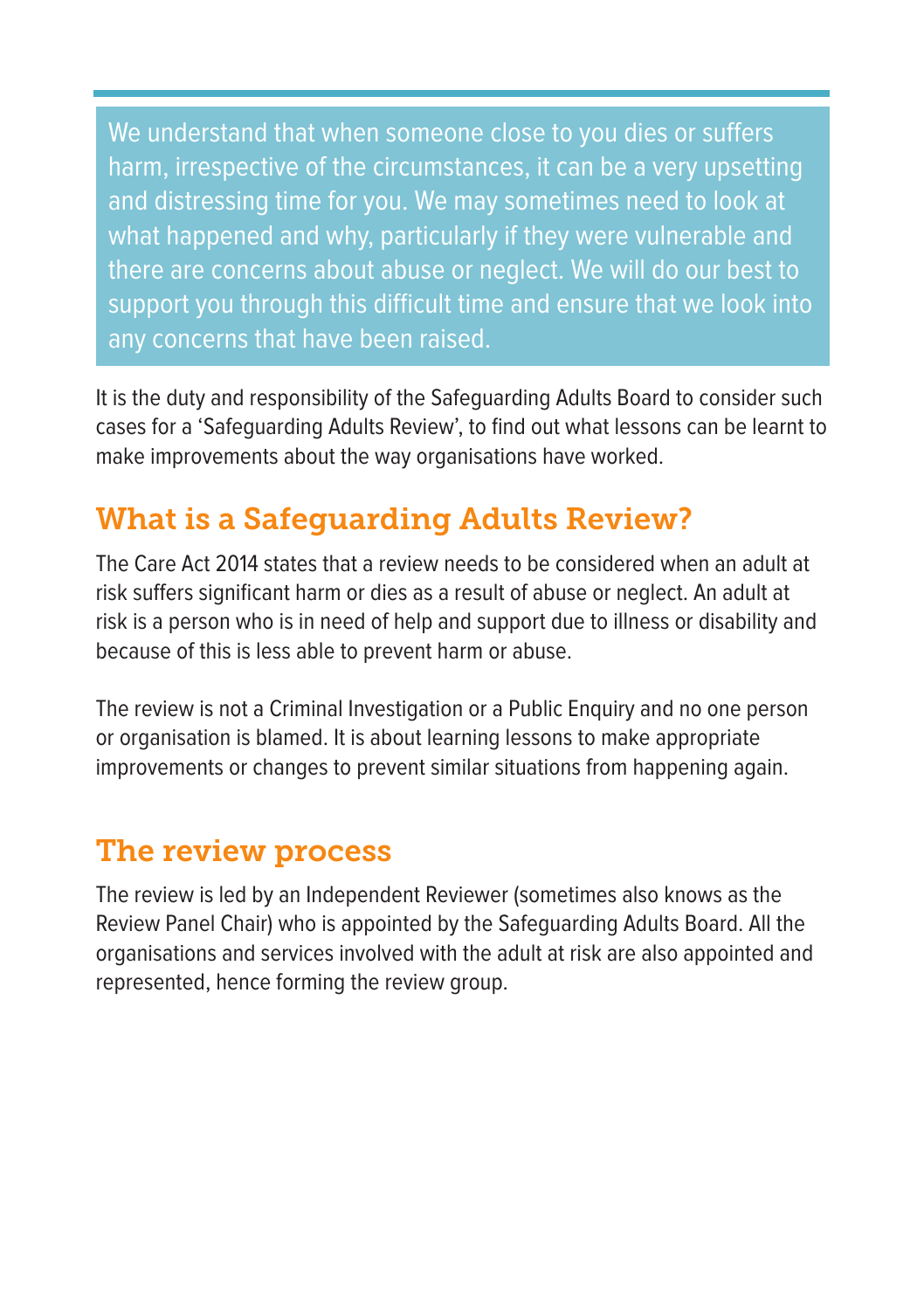We understand that when someone close to you dies or suffers harm, irrespective of the circumstances, it can be a very upsetting and distressing time for you. We may sometimes need to look at what happened and why, particularly if they were vulnerable and there are concerns about abuse or neglect. We will do our best to support you through this difficult time and ensure that we look into any concerns that have been raised.

It is the duty and responsibility of the Safeguarding Adults Board to consider such cases for a 'Safeguarding Adults Review', to find out what lessons can be learnt to make improvements about the way organisations have worked.

## What is a Safeguarding Adults Review?

The Care Act 2014 states that a review needs to be considered when an adult at risk suffers significant harm or dies as a result of abuse or neglect. An adult at risk is a person who is in need of help and support due to illness or disability and because of this is less able to prevent harm or abuse.

The review is not a Criminal Investigation or a Public Enquiry and no one person or organisation is blamed. It is about learning lessons to make appropriate improvements or changes to prevent similar situations from happening again.

## The review process

The review is led by an Independent Reviewer (sometimes also knows as the Review Panel Chair) who is appointed by the Safeguarding Adults Board. All the organisations and services involved with the adult at risk are also appointed and represented, hence forming the review group.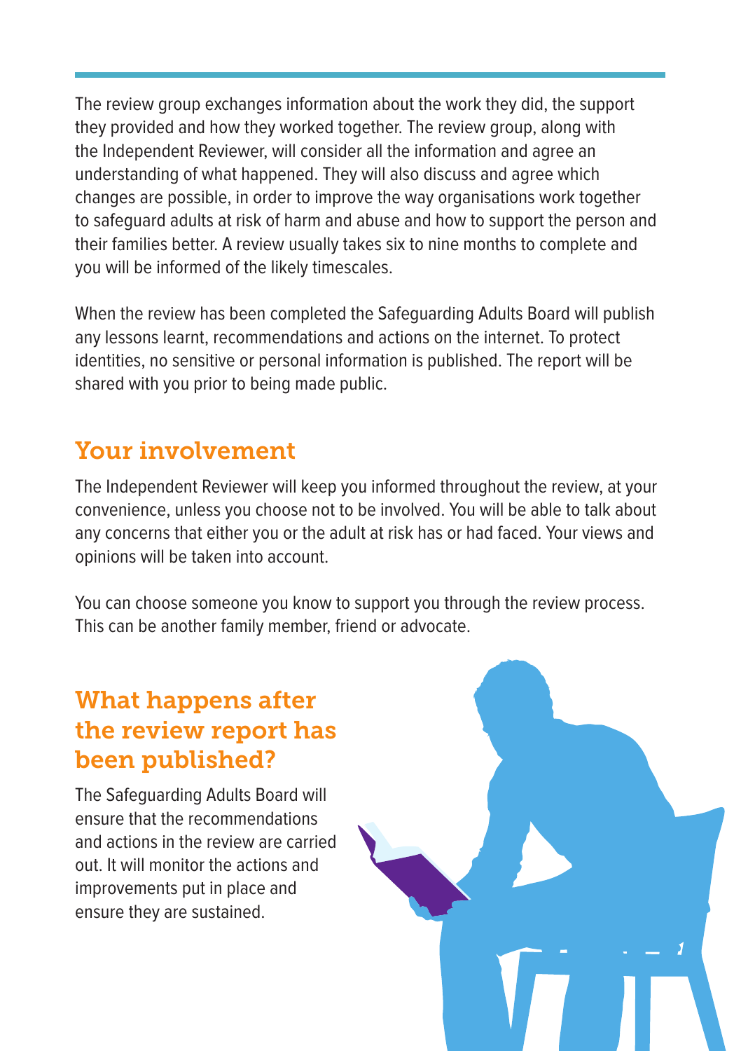The review group exchanges information about the work they did, the support they provided and how they worked together. The review group, along with the Independent Reviewer, will consider all the information and agree an understanding of what happened. They will also discuss and agree which changes are possible, in order to improve the way organisations work together to safeguard adults at risk of harm and abuse and how to support the person and their families better. A review usually takes six to nine months to complete and you will be informed of the likely timescales.

When the review has been completed the Safeguarding Adults Board will publish any lessons learnt, recommendations and actions on the internet. To protect identities, no sensitive or personal information is published. The report will be shared with you prior to being made public.

## Your involvement

The Independent Reviewer will keep you informed throughout the review, at your convenience, unless you choose not to be involved. You will be able to talk about any concerns that either you or the adult at risk has or had faced. Your views and opinions will be taken into account.

You can choose someone you know to support you through the review process. This can be another family member, friend or advocate.

## What happens after the review report has been published?

The Safeguarding Adults Board will ensure that the recommendations and actions in the review are carried out. It will monitor the actions and improvements put in place and ensure they are sustained.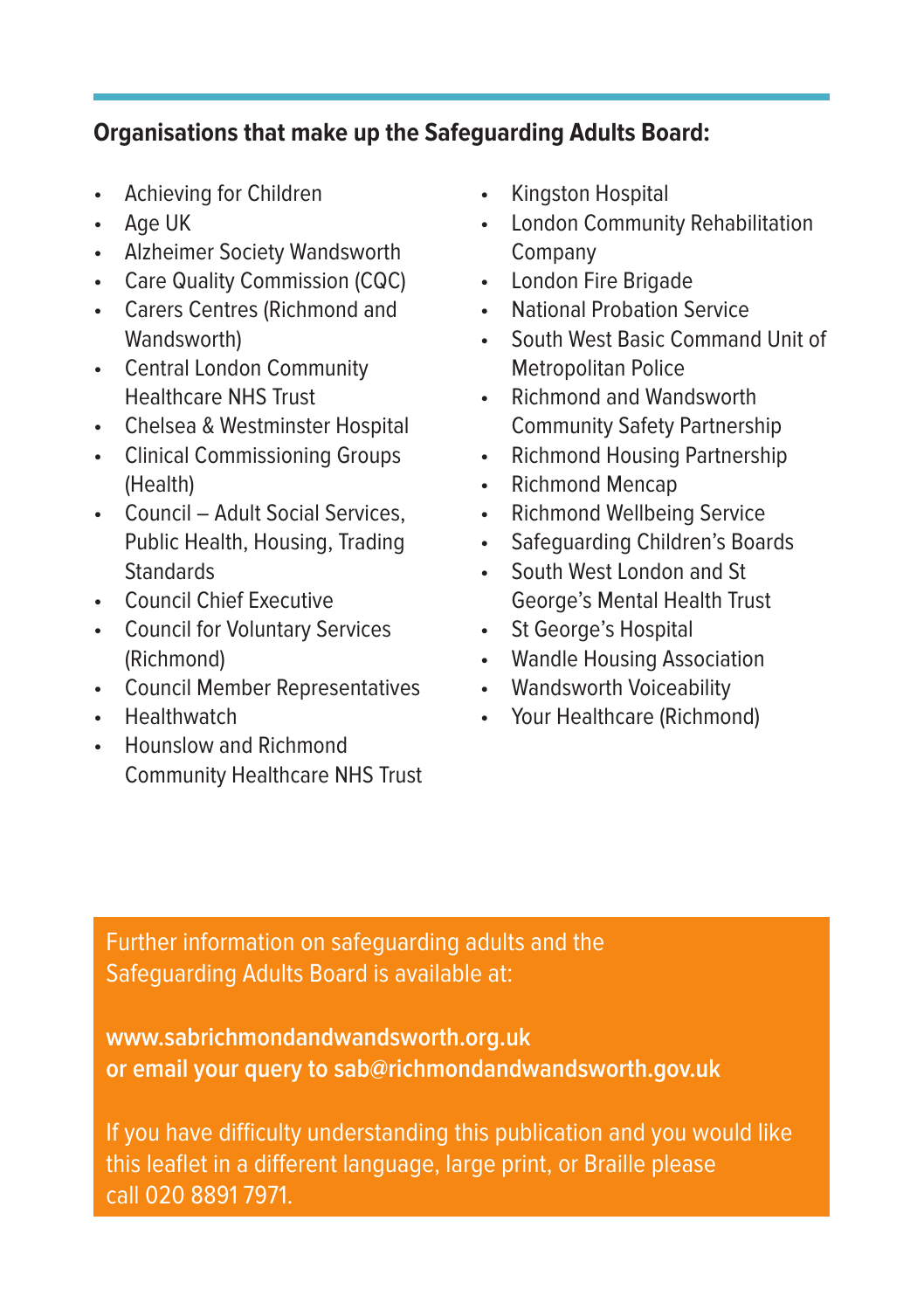**Organisations that make up the Safeguarding Adults Board:**

- Achieving for Children
- Age UK
- Alzheimer Society Wandsworth
- Care Quality Commission (CQC)
- Carers Centres (Richmond and Wandsworth)
- Central London Community Healthcare NHS Trust
- Chelsea & Westminster Hospital
- Clinical Commissioning Groups (Health)
- Council – Adult Social Services, Public Health, Housing, Trading Standards
- Council Chief Executive
- Council for Voluntary Services (Richmond)
- Council Member Representatives
- Healthwatch
- Hounslow and Richmond Community Healthcare NHS Trust
- Kingston Hospital
- London Community Rehabilitation Company
- London Fire Brigade
- National Probation Service
- South West Basic Command Unit of Metropolitan Police
- Richmond and Wandsworth Community Safety Partnership
- Richmond Housing Partnership
- Richmond Mencap
- Richmond Wellbeing Service
- Safeguarding Children's Boards
- South West London and St George's Mental Health Trust
- St George's Hospital
- Wandle Housing Association
- Wandsworth Voiceability
- Your Healthcare (Richmond)

Further information on safeguarding adults and the Safeguarding Adults Board is available at:

**www.sabrichmondandwandsworth.org.uk**
**or email your query to sab@richmondandwandsworth.gov.uk**

If you have difficulty understanding this publication and you would like this leaflet in a different language, large print, or Braille please call 020 8891 7971.